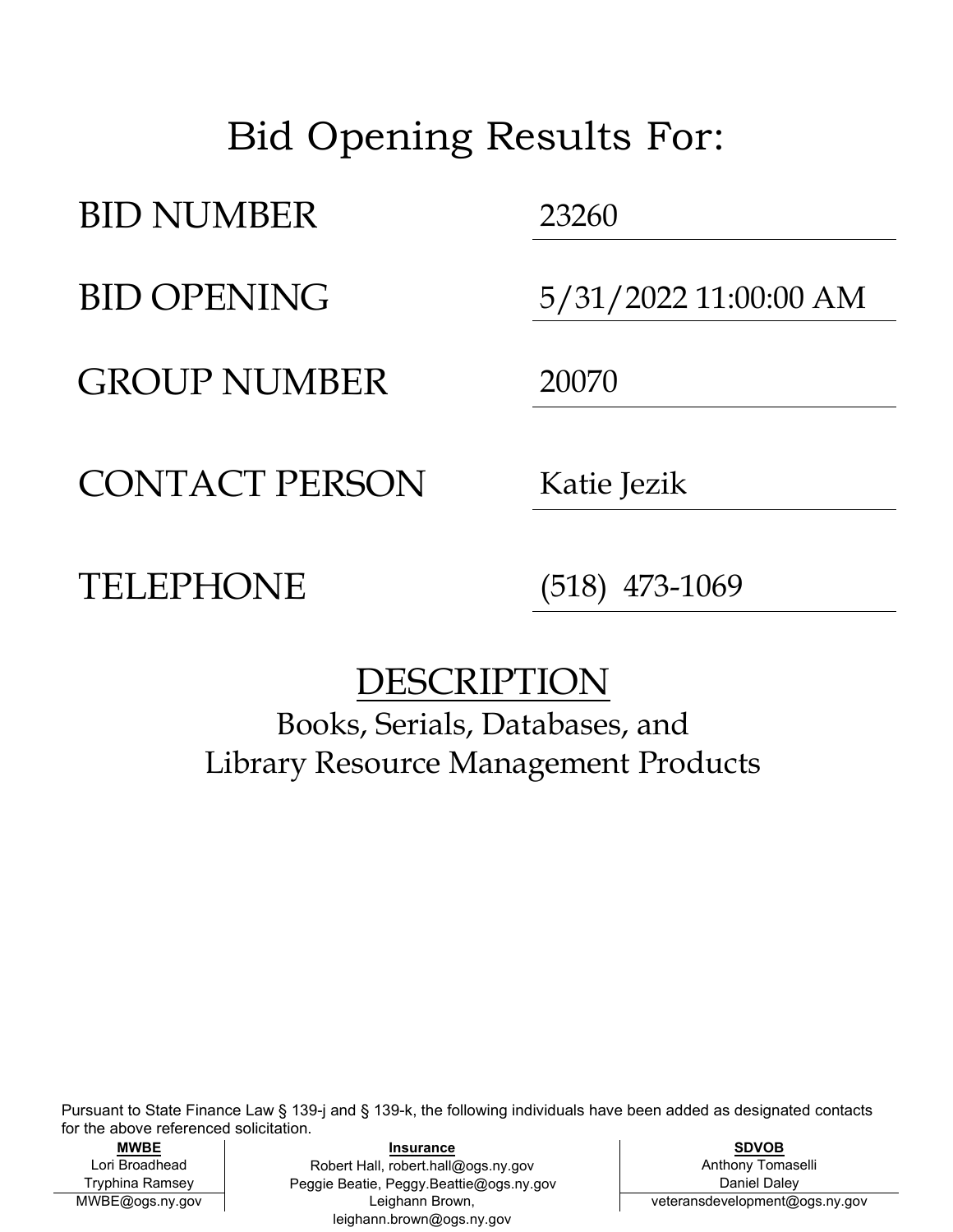# Bid Opening Results For:

| | |
|---|---|
| BID NUMBER | 23260 |
| BID OPENING | 5/31/2022 11:00:00 AM |
| GROUP NUMBER | 20070 |
| CONTACT PERSON | Katie Jezik |
| TELEPHONE | (518) 473-1069 |

## DESCRIPTION

Books, Serials, Databases, and
Library Resource Management Products

Pursuant to State Finance Law § 139-j and § 139-k, the following individuals have been added as designated contacts for the above referenced solicitation.

| MWBE | Insurance | SDVOB |
|---|---|---|
| Lori Broadhead<br>Tryphina Ramsey<br>MWBE@ogs.ny.gov | Robert Hall, robert.hall@ogs.ny.gov<br>Peggie Beatie, Peggy.Beattie@ogs.ny.gov<br>Leighann Brown, leighann.brown@ogs.ny.gov | Anthony Tomaselli<br>Daniel Daley<br>veteransdevelopment@ogs.ny.gov |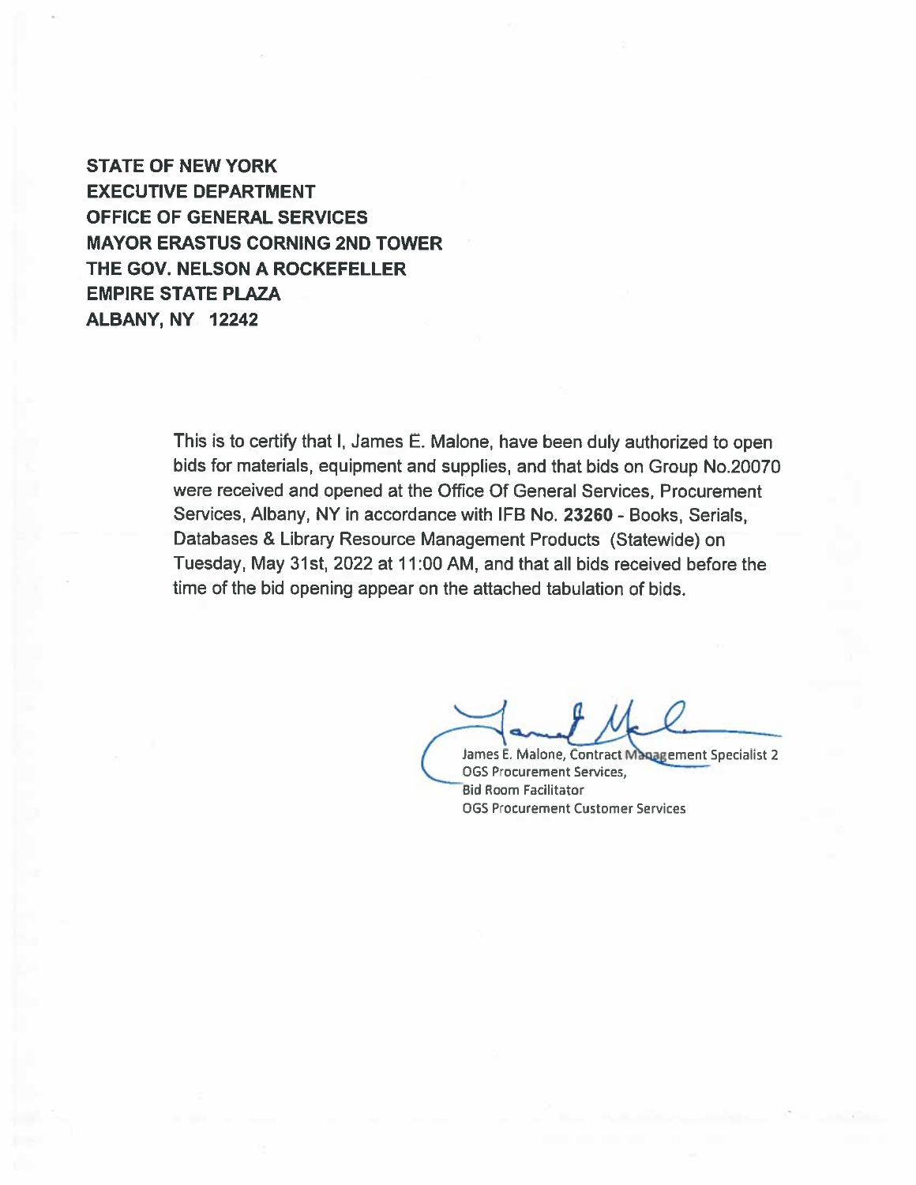**STATE OF NEW YORK**
**EXECUTIVE DEPARTMENT**
**OFFICE OF GENERAL SERVICES**
**MAYOR ERASTUS CORNING 2ND TOWER**
**THE GOV. NELSON A ROCKEFELLER**
**EMPIRE STATE PLAZA**
**ALBANY, NY 12242**

This is to certify that I, James E. Malone, have been duly authorized to open bids for materials, equipment and supplies, and that bids on Group No.20070 were received and opened at the Office Of General Services, Procurement Services, Albany, NY in accordance with IFB No. **23260** - Books, Serials, Databases & Library Resource Management Products (Statewide) on Tuesday, May 31st, 2022 at 11:00 AM, and that all bids received before the time of the bid opening appear on the attached tabulation of bids.

James E. Malone, Contract Management Specialist 2
OGS Procurement Services,
Bid Room Facilitator
OGS Procurement Customer Services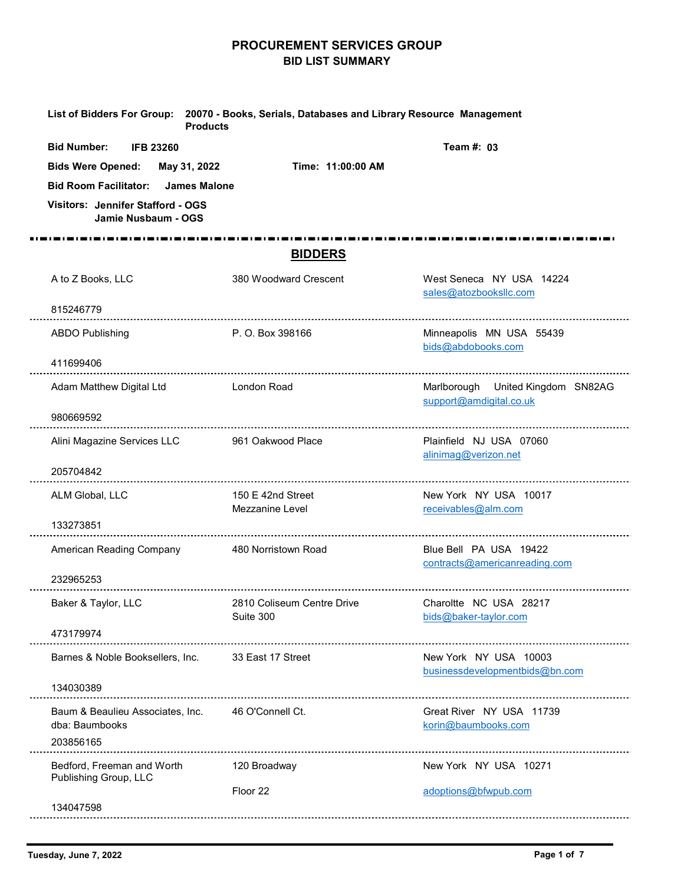# PROCUREMENT SERVICES GROUP

## BID LIST SUMMARY

**List of Bidders For Group:** **20070 - Books, Serials, Databases and Library Resource Management Products**

**Bid Number:** **IFB 23260** **Team #:** **03**

**Bids Were Opened:** **May 31, 2022** **Time:** **11:00:00 AM**

**Bid Room Facilitator:** **James Malone**

**Visitors:** **Jennifer Stafford - OGS**
**Jamie Nusbaum - OGS**

## BIDDERS

| Bidder | Address | City / State / Country / Email |
|---|---|---|
| A to Z Books, LLC<br>815246779 | 380 Woodward Crescent | West Seneca NY USA 14224<br>sales@atozbooksllc.com |
| ABDO Publishing<br>411699406 | P. O. Box 398166 | Minneapolis MN USA 55439<br>bids@abdobooks.com |
| Adam Matthew Digital Ltd<br>980669592 | London Road | Marlborough United Kingdom SN82AG<br>support@amdigital.co.uk |
| Alini Magazine Services LLC<br>205704842 | 961 Oakwood Place | Plainfield NJ USA 07060<br>alinimag@verizon.net |
| ALM Global, LLC<br>133273851 | 150 E 42nd Street<br>Mezzanine Level | New York NY USA 10017<br>receivables@alm.com |
| American Reading Company<br>232965253 | 480 Norristown Road | Blue Bell PA USA 19422<br>contracts@americanreading.com |
| Baker & Taylor, LLC<br>473179974 | 2810 Coliseum Centre Drive<br>Suite 300 | Charoltte NC USA 28217<br>bids@baker-taylor.com |
| Barnes & Noble Booksellers, Inc.<br>134030389 | 33 East 17 Street | New York NY USA 10003<br>businessdevelopmentbids@bn.com |
| Baum & Beaulieu Associates, Inc. dba: Baumbooks<br>203856165 | 46 O'Connell Ct. | Great River NY USA 11739<br>korin@baumbooks.com |
| Bedford, Freeman and Worth Publishing Group, LLC<br>134047598 | 120 Broadway<br>Floor 22 | New York NY USA 10271<br>adoptions@bfwpub.com |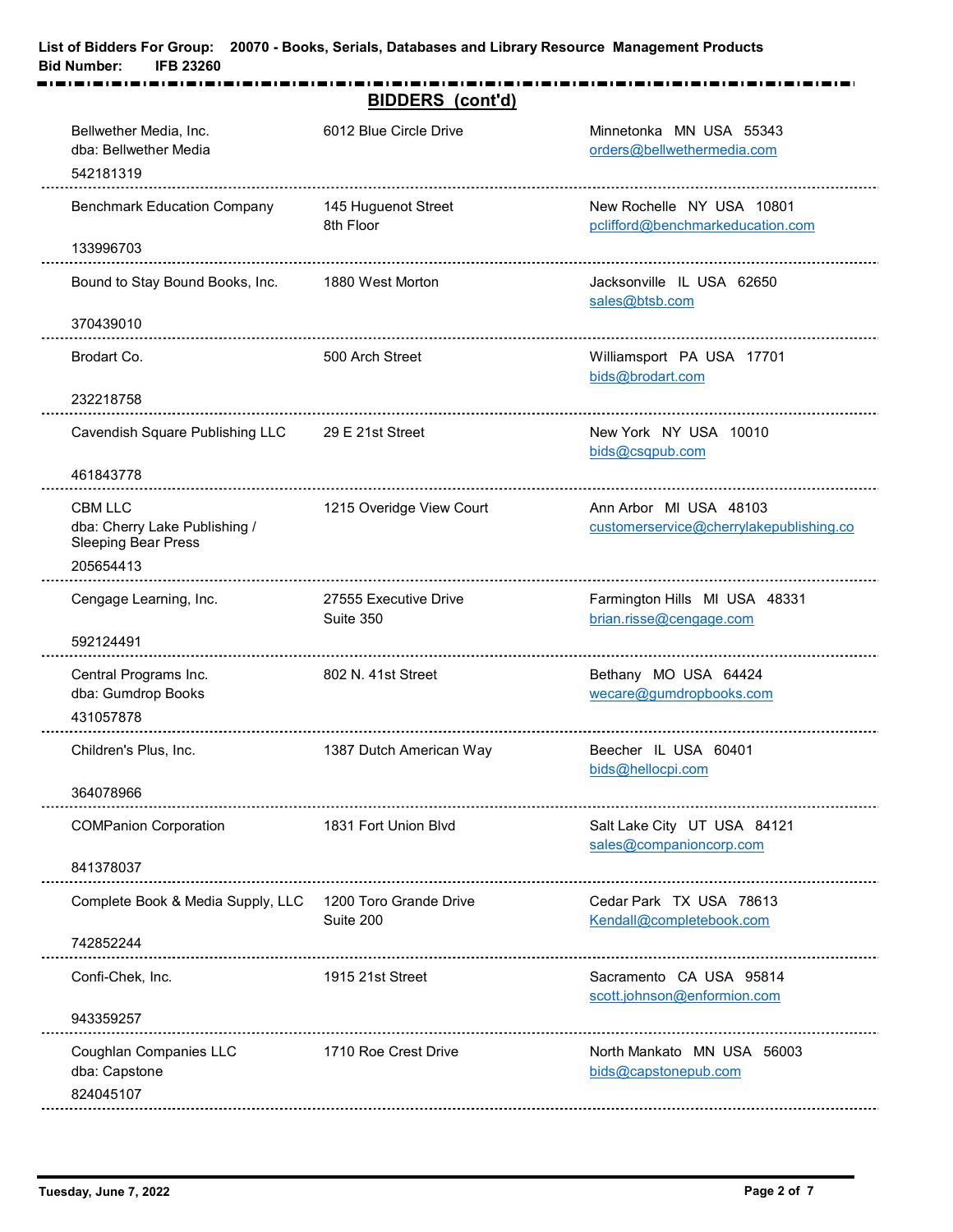## BIDDERS (cont'd)

| Bidder | Address | City / State / Country / Zip / Email |
|---|---|---|
| Bellwether Media, Inc.<br>dba: Bellwether Media<br>542181319 | 6012 Blue Circle Drive | Minnetonka MN USA 55343<br>orders@bellwethermedia.com |
| Benchmark Education Company<br>133996703 | 145 Huguenot Street<br>8th Floor | New Rochelle NY USA 10801<br>pclifford@benchmarkeducation.com |
| Bound to Stay Bound Books, Inc.<br>370439010 | 1880 West Morton | Jacksonville IL USA 62650<br>sales@btsb.com |
| Brodart Co.<br>232218758 | 500 Arch Street | Williamsport PA USA 17701<br>bids@brodart.com |
| Cavendish Square Publishing LLC<br>461843778 | 29 E 21st Street | New York NY USA 10010<br>bids@csqpub.com |
| CBM LLC<br>dba: Cherry Lake Publishing / Sleeping Bear Press<br>205654413 | 1215 Overidge View Court | Ann Arbor MI USA 48103<br>customerservice@cherrylakepublishing.co |
| Cengage Learning, Inc.<br>592124491 | 27555 Executive Drive<br>Suite 350 | Farmington Hills MI USA 48331<br>brian.risse@cengage.com |
| Central Programs Inc.<br>dba: Gumdrop Books<br>431057878 | 802 N. 41st Street | Bethany MO USA 64424<br>wecare@gumdropbooks.com |
| Children's Plus, Inc.<br>364078966 | 1387 Dutch American Way | Beecher IL USA 60401<br>bids@hellocpi.com |
| COMPanion Corporation<br>841378037 | 1831 Fort Union Blvd | Salt Lake City UT USA 84121<br>sales@companioncorp.com |
| Complete Book & Media Supply, LLC<br>742852244 | 1200 Toro Grande Drive<br>Suite 200 | Cedar Park TX USA 78613<br>Kendall@completebook.com |
| Confi-Chek, Inc.<br>943359257 | 1915 21st Street | Sacramento CA USA 95814<br>scott.johnson@enformion.com |
| Coughlan Companies LLC<br>dba: Capstone<br>824045107 | 1710 Roe Crest Drive | North Mankato MN USA 56003<br>bids@capstonepub.com |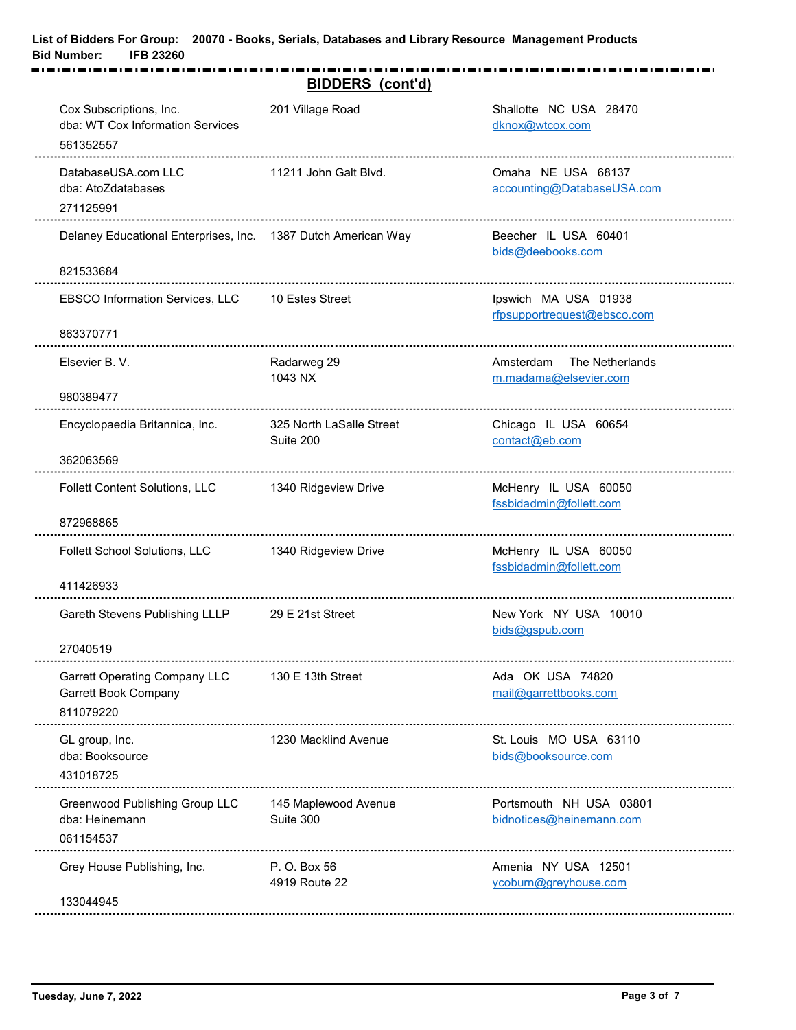**List of Bidders For Group:** 20070 - Books, Serials, Databases and Library Resource Management Products
**Bid Number:** IFB 23260

## BIDDERS (cont'd)

| Bidder | Address | City / Contact |
|---|---|---|
| Cox Subscriptions, Inc.<br>dba: WT Cox Information Services<br>561352557 | 201 Village Road | Shallotte NC USA 28470<br>dknox@wtcox.com |
| DatabaseUSA.com LLC<br>dba: AtoZdatabases<br>271125991 | 11211 John Galt Blvd. | Omaha NE USA 68137<br>accounting@DatabaseUSA.com |
| Delaney Educational Enterprises, Inc.<br>821533684 | 1387 Dutch American Way | Beecher IL USA 60401<br>bids@deebooks.com |
| EBSCO Information Services, LLC<br>863370771 | 10 Estes Street | Ipswich MA USA 01938<br>rfpsupportrequest@ebsco.com |
| Elsevier B. V.<br>980389477 | Radarweg 29<br>1043 NX | Amsterdam The Netherlands<br>m.madama@elsevier.com |
| Encyclopaedia Britannica, Inc.<br>362063569 | 325 North LaSalle Street<br>Suite 200 | Chicago IL USA 60654<br>contact@eb.com |
| Follett Content Solutions, LLC<br>872968865 | 1340 Ridgeview Drive | McHenry IL USA 60050<br>fssbidadmin@follett.com |
| Follett School Solutions, LLC<br>411426933 | 1340 Ridgeview Drive | McHenry IL USA 60050<br>fssbidadmin@follett.com |
| Gareth Stevens Publishing LLLP<br>27040519 | 29 E 21st Street | New York NY USA 10010<br>bids@gspub.com |
| Garrett Operating Company LLC<br>Garrett Book Company<br>811079220 | 130 E 13th Street | Ada OK USA 74820<br>mail@garrettbooks.com |
| GL group, Inc.<br>dba: Booksource<br>431018725 | 1230 Macklind Avenue | St. Louis MO USA 63110<br>bids@booksource.com |
| Greenwood Publishing Group LLC<br>dba: Heinemann<br>061154537 | 145 Maplewood Avenue<br>Suite 300 | Portsmouth NH USA 03801<br>bidnotices@heinemann.com |
| Grey House Publishing, Inc.<br>133044945 | P. O. Box 56<br>4919 Route 22 | Amenia NY USA 12501<br>ycoburn@greyhouse.com |

Tuesday, June 7, 2022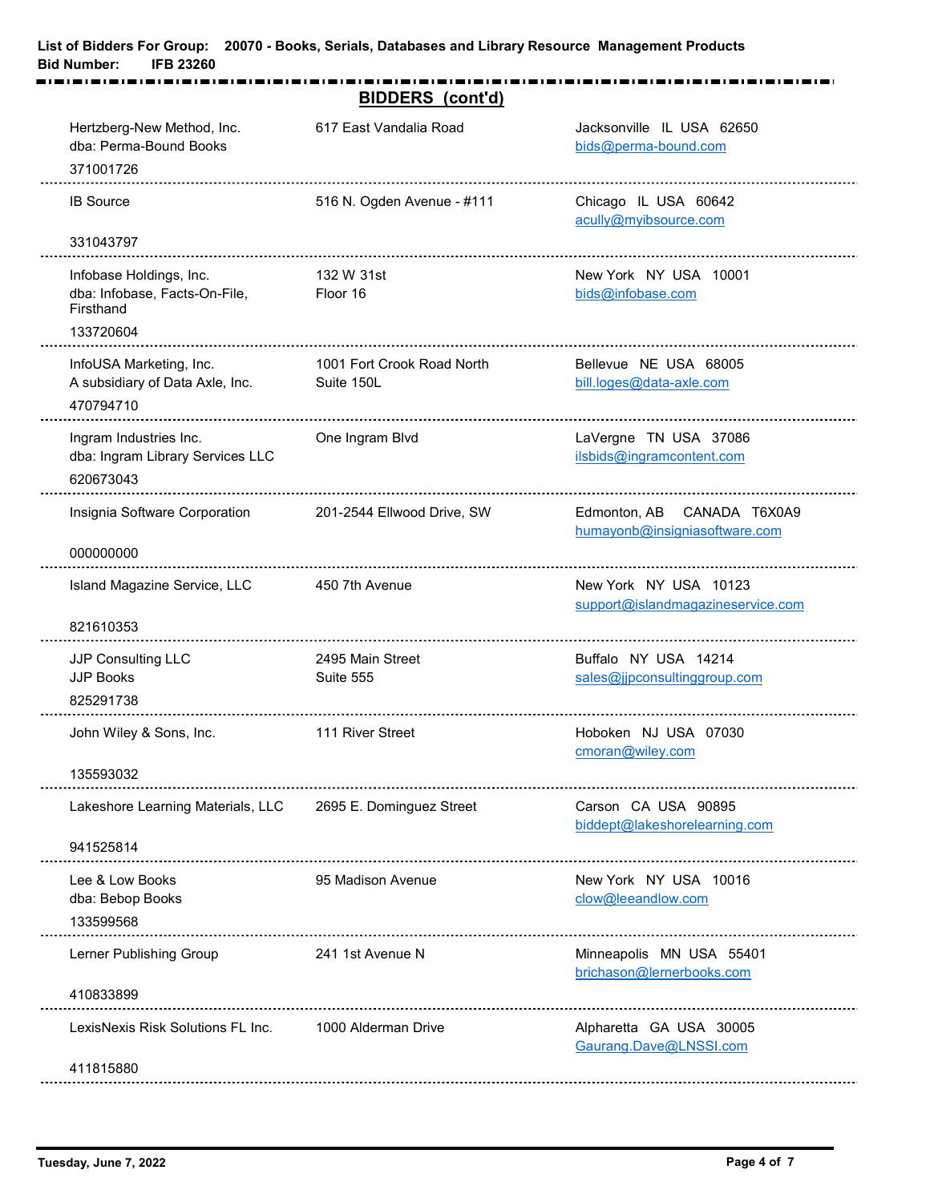**List of Bidders For Group: 20070 - Books, Serials, Databases and Library Resource Management Products**
**Bid Number: IFB 23260**

## BIDDERS (cont'd)

| Bidder | Address | City / Contact |
|---|---|---|
| Hertzberg-New Method, Inc.<br>dba: Perma-Bound Books<br>371001726 | 617 East Vandalia Road | Jacksonville IL USA 62650<br>bids@perma-bound.com |
| IB Source<br>331043797 | 516 N. Ogden Avenue - #111 | Chicago IL USA 60642<br>acully@myibsource.com |
| Infobase Holdings, Inc.<br>dba: Infobase, Facts-On-File, Firsthand<br>133720604 | 132 W 31st<br>Floor 16 | New York NY USA 10001<br>bids@infobase.com |
| InfoUSA Marketing, Inc.<br>A subsidiary of Data Axle, Inc.<br>470794710 | 1001 Fort Crook Road North<br>Suite 150L | Bellevue NE USA 68005<br>bill.loges@data-axle.com |
| Ingram Industries Inc.<br>dba: Ingram Library Services LLC<br>620673043 | One Ingram Blvd | LaVergne TN USA 37086<br>ilsbids@ingramcontent.com |
| Insignia Software Corporation<br>000000000 | 201-2544 Ellwood Drive, SW | Edmonton, AB CANADA T6X0A9<br>humayonb@insigniasoftware.com |
| Island Magazine Service, LLC<br>821610353 | 450 7th Avenue | New York NY USA 10123<br>support@islandmagazineservice.com |
| JJP Consulting LLC<br>JJP Books<br>825291738 | 2495 Main Street<br>Suite 555 | Buffalo NY USA 14214<br>sales@jjpconsultinggroup.com |
| John Wiley & Sons, Inc.<br>135593032 | 111 River Street | Hoboken NJ USA 07030<br>cmoran@wiley.com |
| Lakeshore Learning Materials, LLC<br>941525814 | 2695 E. Dominguez Street | Carson CA USA 90895<br>biddept@lakeshorelearning.com |
| Lee & Low Books<br>dba: Bebop Books<br>133599568 | 95 Madison Avenue | New York NY USA 10016<br>clow@leeandlow.com |
| Lerner Publishing Group<br>410833899 | 241 1st Avenue N | Minneapolis MN USA 55401<br>brichason@lernerbooks.com |
| LexisNexis Risk Solutions FL Inc.<br>411815880 | 1000 Alderman Drive | Alpharetta GA USA 30005<br>Gaurang.Dave@LNSSI.com |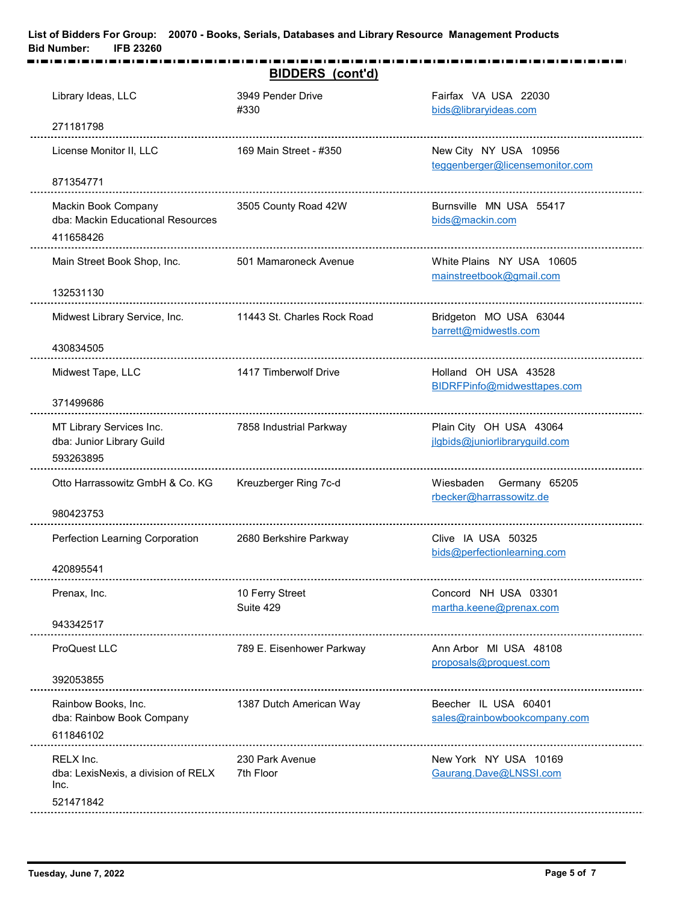**List of Bidders For Group: 20070 - Books, Serials, Databases and Library Resource Management Products**
**Bid Number: IFB 23260**

## BIDDERS (cont'd)

| Name | Address | City/State/Country/Email |
|---|---|---|
| Library Ideas, LLC<br>271181798 | 3949 Pender Drive<br>#330 | Fairfax VA USA 22030<br>bids@libraryideas.com |
| License Monitor II, LLC<br>871354771 | 169 Main Street - #350 | New City NY USA 10956<br>teggenberger@licensemonitor.com |
| Mackin Book Company<br>dba: Mackin Educational Resources<br>411658426 | 3505 County Road 42W | Burnsville MN USA 55417<br>bids@mackin.com |
| Main Street Book Shop, Inc.<br>132531130 | 501 Mamaroneck Avenue | White Plains NY USA 10605<br>mainstreetbook@gmail.com |
| Midwest Library Service, Inc.<br>430834505 | 11443 St. Charles Rock Road | Bridgeton MO USA 63044<br>barrett@midwestls.com |
| Midwest Tape, LLC<br>371499686 | 1417 Timberwolf Drive | Holland OH USA 43528<br>BIDRFPinfo@midwesttapes.com |
| MT Library Services Inc.<br>dba: Junior Library Guild<br>593263895 | 7858 Industrial Parkway | Plain City OH USA 43064<br>jlgbids@juniorlibraryguild.com |
| Otto Harrassowitz GmbH & Co. KG<br>980423753 | Kreuzberger Ring 7c-d | Wiesbaden Germany 65205<br>rbecker@harrassowitz.de |
| Perfection Learning Corporation<br>420895541 | 2680 Berkshire Parkway | Clive IA USA 50325<br>bids@perfectionlearning.com |
| Prenax, Inc.<br>943342517 | 10 Ferry Street<br>Suite 429 | Concord NH USA 03301<br>martha.keene@prenax.com |
| ProQuest LLC<br>392053855 | 789 E. Eisenhower Parkway | Ann Arbor MI USA 48108<br>proposals@proquest.com |
| Rainbow Books, Inc.<br>dba: Rainbow Book Company<br>611846102 | 1387 Dutch American Way | Beecher IL USA 60401<br>sales@rainbowbookcompany.com |
| RELX Inc.<br>dba: LexisNexis, a division of RELX Inc.<br>521471842 | 230 Park Avenue<br>7th Floor | New York NY USA 10169<br>Gaurang.Dave@LNSSI.com |

Tuesday, June 7, 2022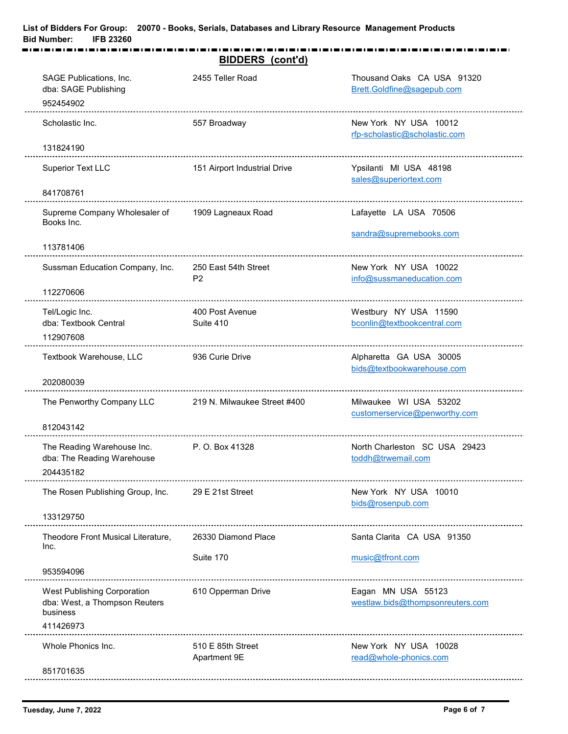## BIDDERS (cont'd)

| Bidder | Address | City/State/Contact |
|---|---|---|
| SAGE Publications, Inc.<br>dba: SAGE Publishing<br>952454902 | 2455 Teller Road | Thousand Oaks CA USA 91320<br>Brett.Goldfine@sagepub.com |
| Scholastic Inc.<br>131824190 | 557 Broadway | New York NY USA 10012<br>rfp-scholastic@scholastic.com |
| Superior Text LLC<br>841708761 | 151 Airport Industrial Drive | Ypsilanti MI USA 48198<br>sales@superiortext.com |
| Supreme Company Wholesaler of Books Inc.<br>113781406 | 1909 Lagneaux Road | Lafayette LA USA 70506<br>sandra@supremebooks.com |
| Sussman Education Company, Inc.<br>112270606 | 250 East 54th Street<br>P2 | New York NY USA 10022<br>info@sussmaneducation.com |
| Tel/Logic Inc.<br>dba: Textbook Central<br>112907608 | 400 Post Avenue<br>Suite 410 | Westbury NY USA 11590<br>bconlin@textbookcentral.com |
| Textbook Warehouse, LLC<br>202080039 | 936 Curie Drive | Alpharetta GA USA 30005<br>bids@textbookwarehouse.com |
| The Penworthy Company LLC<br>812043142 | 219 N. Milwaukee Street #400 | Milwaukee WI USA 53202<br>customerservice@penworthy.com |
| The Reading Warehouse Inc.<br>dba: The Reading Warehouse<br>204435182 | P. O. Box 41328 | North Charleston SC USA 29423<br>toddh@trwemail.com |
| The Rosen Publishing Group, Inc.<br>133129750 | 29 E 21st Street | New York NY USA 10010<br>bids@rosenpub.com |
| Theodore Front Musical Literature, Inc.<br>953594096 | 26330 Diamond Place<br>Suite 170 | Santa Clarita CA USA 91350<br>music@tfront.com |
| West Publishing Corporation<br>dba: West, a Thompson Reuters business<br>411426973 | 610 Opperman Drive | Eagan MN USA 55123<br>westlaw.bids@thompsonreuters.com |
| Whole Phonics Inc.<br>851701635 | 510 E 85th Street<br>Apartment 9E | New York NY USA 10028<br>read@whole-phonics.com |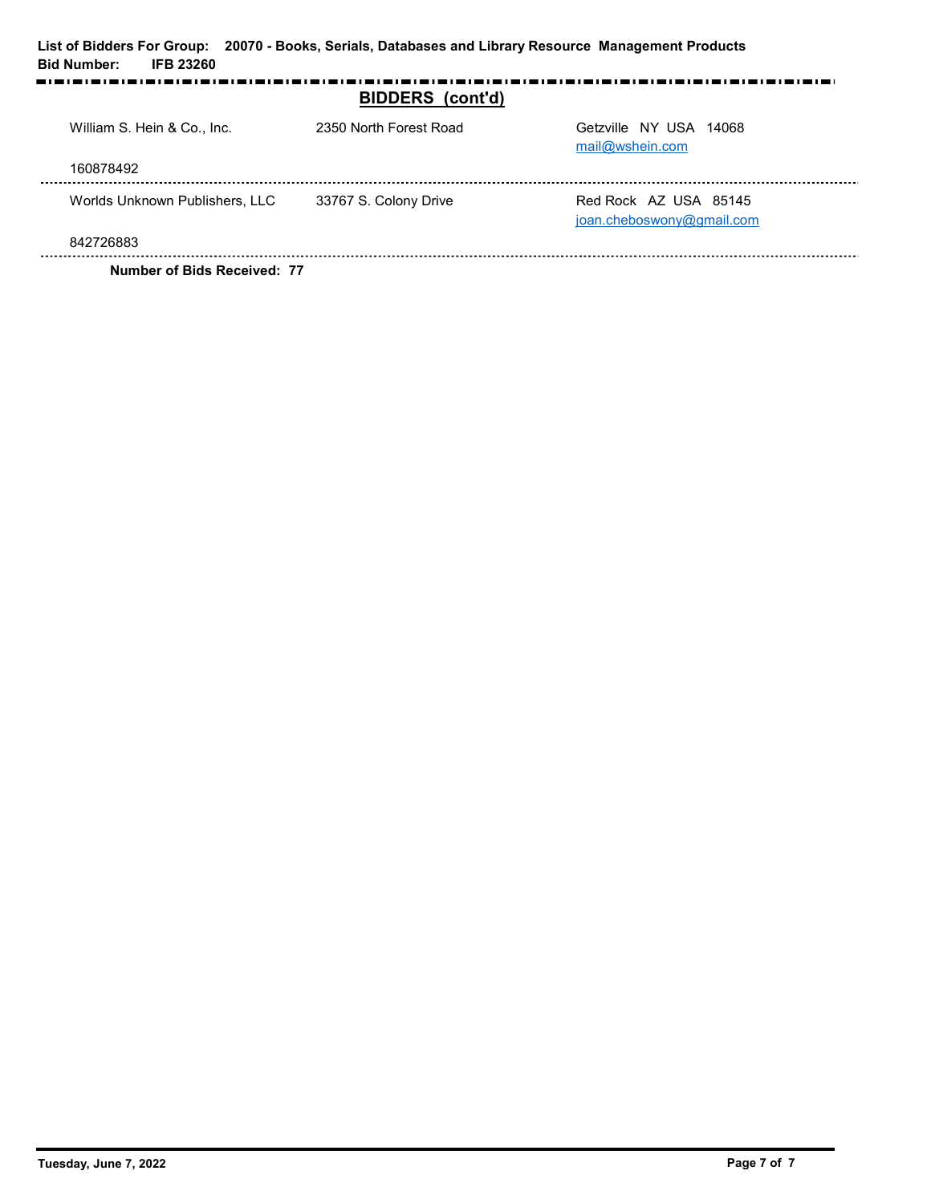## BIDDERS (cont'd)

| | | |
|---|---|---|
| William S. Hein & Co., Inc. | 2350 North Forest Road | Getzville NY USA 14068 mail@wshein.com |
| 160878492 | | |
| Worlds Unknown Publishers, LLC | 33767 S. Colony Drive | Red Rock AZ USA 85145 joan.cheboswony@gmail.com |
| 842726883 | | |

**Number of Bids Received: 77**